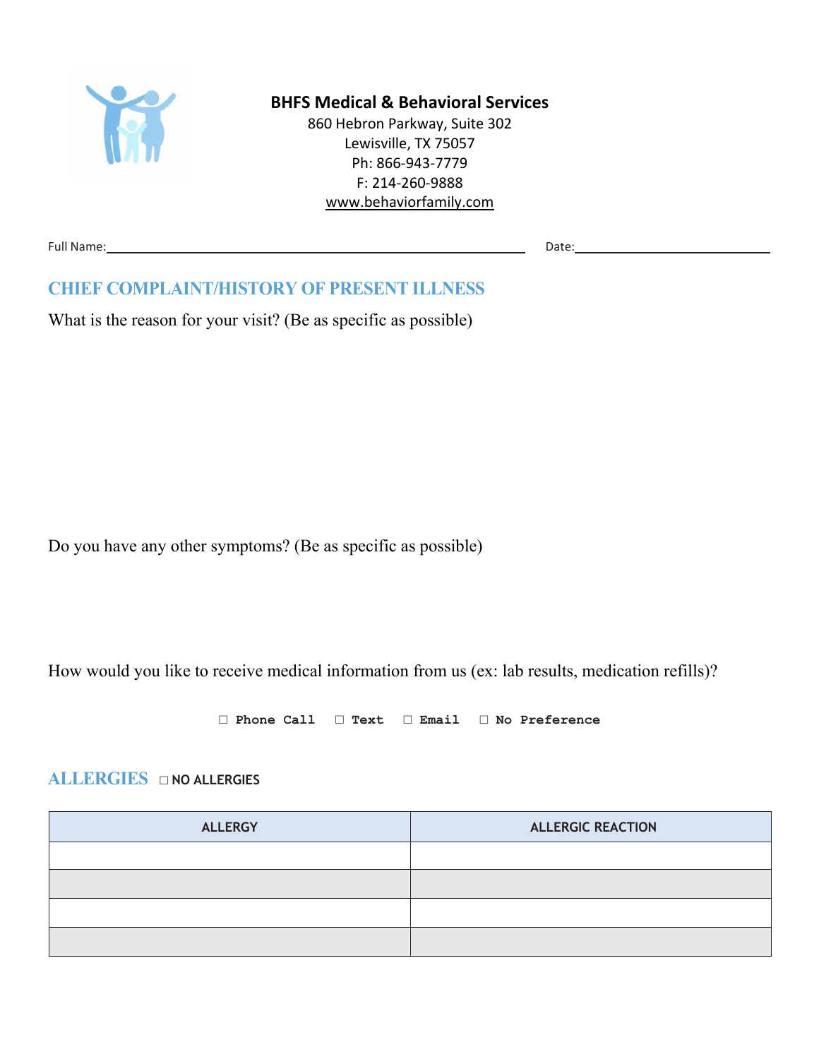**BHFS Medical & Behavioral Services**
860 Hebron Parkway, Suite 302
Lewisville, TX 75057
Ph: 866-943-7779
F: 214-260-9888
www.behaviorfamily.com

Full Name: ______________________________ Date: ______________

## CHIEF COMPLAINT/HISTORY OF PRESENT ILLNESS

What is the reason for your visit? (Be as specific as possible)

Do you have any other symptoms? (Be as specific as possible)

How would you like to receive medical information from us (ex: lab results, medication refills)?

☐ Phone Call ☐ Text ☐ Email ☐ No Preference

## ALLERGIES ☐ NO ALLERGIES

| ALLERGY | ALLERGIC REACTION |
|---|---|
| | |
| | |
| | |
| | |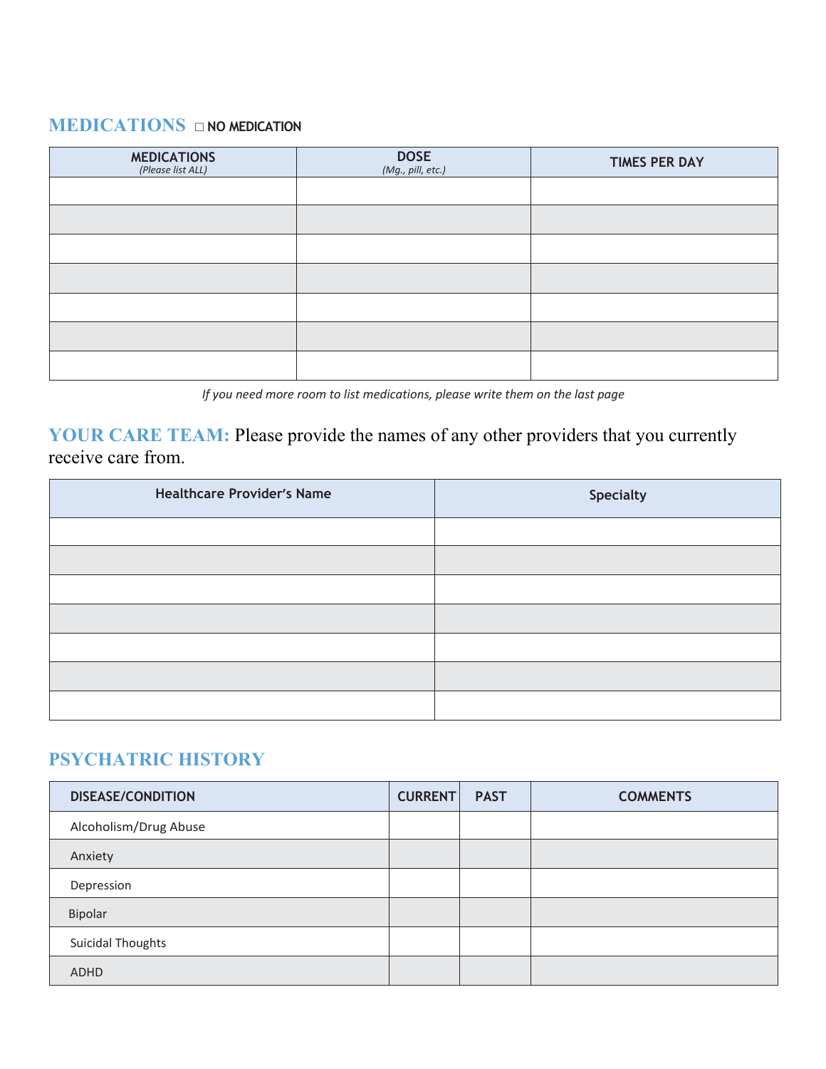## MEDICATIONS ☐ NO MEDICATION

| MEDICATIONS *(Please list ALL)* | DOSE *(Mg., pill, etc.)* | TIMES PER DAY |
|---|---|---|
| | | |
| | | |
| | | |
| | | |
| | | |
| | | |
| | | |

*If you need more room to list medications, please write them on the last page*

## YOUR CARE TEAM: Please provide the names of any other providers that you currently receive care from.

| Healthcare Provider's Name | Specialty |
|---|---|
| | |
| | |
| | |
| | |
| | |
| | |
| | |

## PSYCHATRIC HISTORY

| DISEASE/CONDITION | CURRENT | PAST | COMMENTS |
|---|---|---|---|
| Alcoholism/Drug Abuse | | | |
| Anxiety | | | |
| Depression | | | |
| Bipolar | | | |
| Suicidal Thoughts | | | |
| ADHD | | | |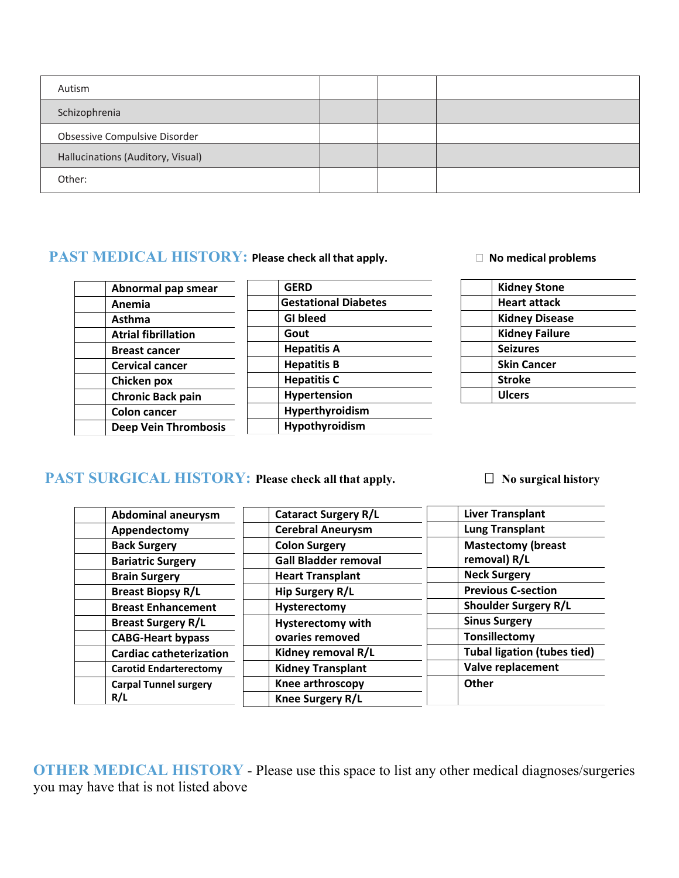| | | | |
|---|---|---|---|
| Autism | | | |
| Schizophrenia | | | |
| Obsessive Compulsive Disorder | | | |
| Hallucinations (Auditory, Visual) | | | |
| Other: | | | |

## PAST MEDICAL HISTORY: **Please check all that apply.**

☐ **No medical problems**

| | | | | | |
|---|---|---|---|---|---|
| | **Abnormal pap smear** | | **GERD** | | **Kidney Stone** |
| | **Anemia** | | **Gestational Diabetes** | | **Heart attack** |
| | **Asthma** | | **GI bleed** | | **Kidney Disease** |
| | **Atrial fibrillation** | | **Gout** | | **Kidney Failure** |
| | **Breast cancer** | | **Hepatitis A** | | **Seizures** |
| | **Cervical cancer** | | **Hepatitis B** | | **Skin Cancer** |
| | **Chicken pox** | | **Hepatitis C** | | **Stroke** |
| | **Chronic Back pain** | | **Hypertension** | | **Ulcers** |
| | **Colon cancer** | | **Hyperthyroidism** | | |
| | **Deep Vein Thrombosis** | | **Hypothyroidism** | | |

## PAST SURGICAL HISTORY: **Please check all that apply.**

☐ **No surgical history**

| | | | | | |
|---|---|---|---|---|---|
| | **Abdominal aneurysm** | | **Cataract Surgery R/L** | | **Liver Transplant** |
| | **Appendectomy** | | **Cerebral Aneurysm** | | **Lung Transplant** |
| | **Back Surgery** | | **Colon Surgery** | | **Mastectomy (breast removal) R/L** |
| | **Bariatric Surgery** | | **Gall Bladder removal** | | **Neck Surgery** |
| | **Brain Surgery** | | **Heart Transplant** | | **Previous C-section** |
| | **Breast Biopsy R/L** | | **Hip Surgery R/L** | | **Shoulder Surgery R/L** |
| | **Breast Enhancement** | | **Hysterectomy** | | **Sinus Surgery** |
| | **Breast Surgery R/L** | | **Hysterectomy with ovaries removed** | | **Tonsillectomy** |
| | **CABG-Heart bypass** | | **Kidney removal R/L** | | **Tubal ligation (tubes tied)** |
| | **Cardiac catheterization** | | **Kidney Transplant** | | **Valve replacement** |
| | **Carotid Endarterectomy** | | **Knee arthroscopy** | | **Other** |
| | **Carpal Tunnel surgery R/L** | | **Knee Surgery R/L** | | |

## OTHER MEDICAL HISTORY - Please use this space to list any other medical diagnoses/surgeries you may have that is not listed above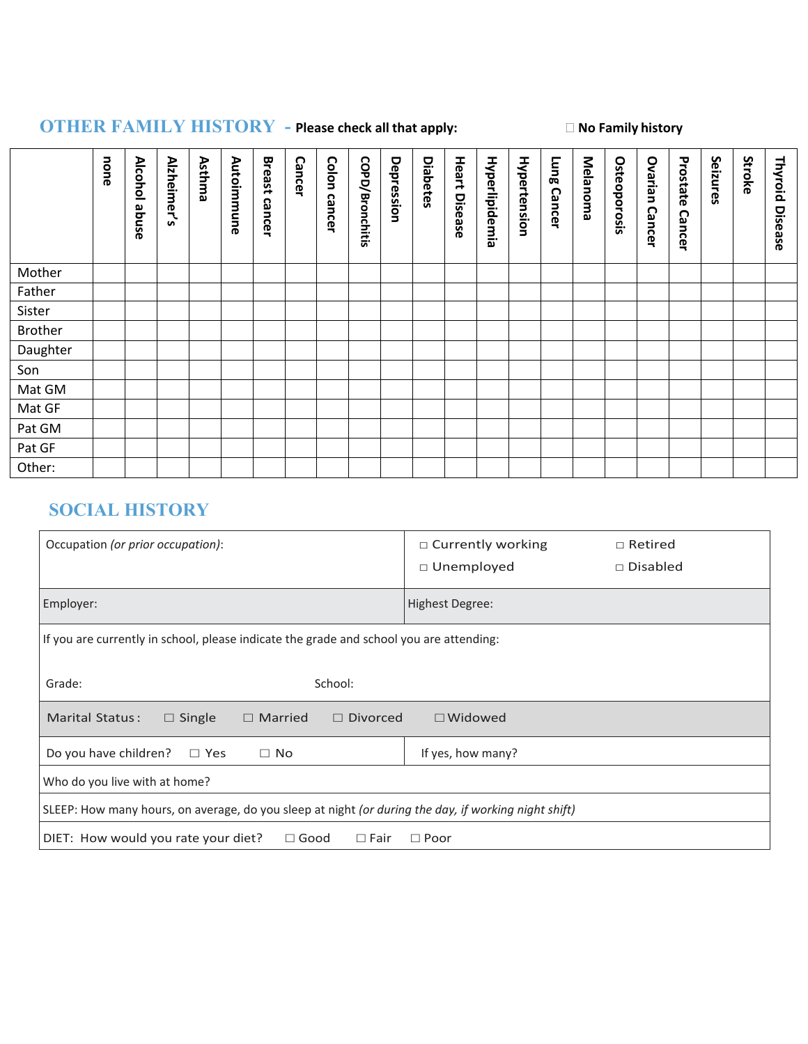## OTHER FAMILY HISTORY - **Please check all that apply:**

☐ **No Family history**

| | none | Alcohol abuse | Alzheimer's | Asthma | Autoimmune | Breast cancer | Cancer | Colon cancer | COPD/Bronchitis | Depression | Diabetes | Heart Disease | Hyperlipidemia | Hypertension | Lung Cancer | Melanoma | Osteoporosis | Ovarian Cancer | Prostate Cancer | Seizures | Stroke | Thyroid Disease |
|---|---|---|---|---|---|---|---|---|---|---|---|---|---|---|---|---|---|---|---|---|---|---|
| Mother | | | | | | | | | | | | | | | | | | | | | | |
| Father | | | | | | | | | | | | | | | | | | | | | | |
| Sister | | | | | | | | | | | | | | | | | | | | | | |
| Brother | | | | | | | | | | | | | | | | | | | | | | |
| Daughter | | | | | | | | | | | | | | | | | | | | | | |
| Son | | | | | | | | | | | | | | | | | | | | | | |
| Mat GM | | | | | | | | | | | | | | | | | | | | | | |
| Mat GF | | | | | | | | | | | | | | | | | | | | | | |
| Pat GM | | | | | | | | | | | | | | | | | | | | | | |
| Pat GF | | | | | | | | | | | | | | | | | | | | | | |
| Other: | | | | | | | | | | | | | | | | | | | | | | |

## SOCIAL HISTORY

| | |
|---|---|
| Occupation *(or prior occupation)*: | ☐ Currently working ☐ Retired<br>☐ Unemployed ☐ Disabled |
| Employer: | Highest Degree: |

If you are currently in school, please indicate the grade and school you are attending:

Grade: School:

Marital Status : ☐ Single ☐ Married ☐ Divorced ☐ Widowed

| | |
|---|---|
| Do you have children? ☐ Yes ☐ No | If yes, how many? |

Who do you live with at home?

SLEEP: How many hours, on average, do you sleep at night *(or during the day, if working night shift)*

DIET: How would you rate your diet? ☐ Good ☐ Fair ☐ Poor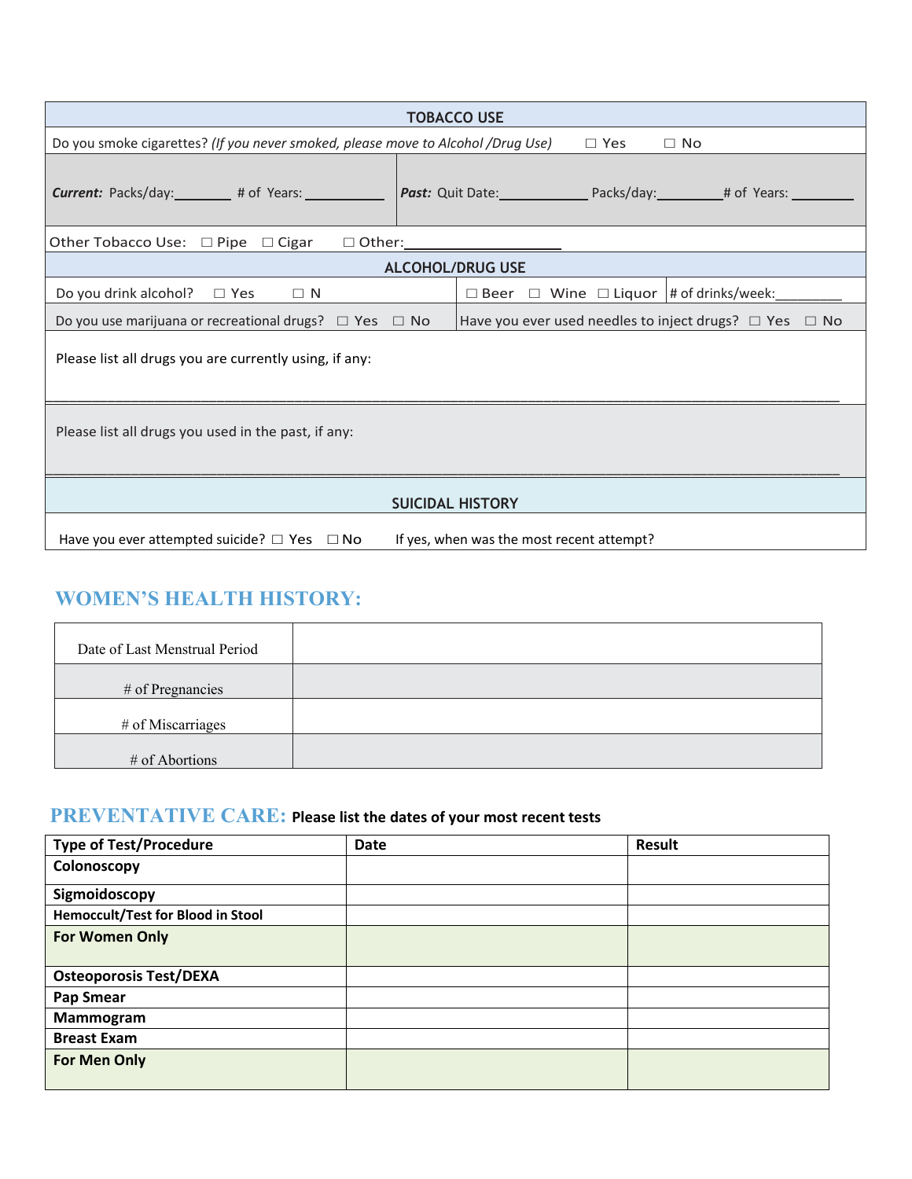| TOBACCO USE | |
|---|---|
| Do you smoke cigarettes? *(If you never smoked, please move to Alcohol /Drug Use)* ☐ Yes ☐ No | |
| ***Current:*** Packs/day:________ # of Years: ____________ | ***Past:*** Quit Date:____________ Packs/day:_________# of Years: _________ |
| Other Tobacco Use: ☐ Pipe ☐ Cigar ☐ Other:____________________ | |

| ALCOHOL/DRUG USE | | |
|---|---|---|
| Do you drink alcohol? ☐ Yes ☐ N | ☐ Beer ☐ Wine ☐ Liquor | # of drinks/week:_________ |
| Do you use marijuana or recreational drugs? ☐ Yes ☐ No | Have you ever used needles to inject drugs? ☐ Yes ☐ No | |
| Please list all drugs you are currently using, if any: | | |
| Please list all drugs you used in the past, if any: | | |

| SUICIDAL HISTORY |
|---|
| Have you ever attempted suicide? ☐ Yes ☐ No   If yes, when was the most recent attempt? |

## WOMEN'S HEALTH HISTORY:

| | |
|---|---|
| Date of Last Menstrual Period | |
| # of Pregnancies | |
| # of Miscarriages | |
| # of Abortions | |

## PREVENTATIVE CARE: **Please list the dates of your most recent tests**

| Type of Test/Procedure | Date | Result |
|---|---|---|
| **Colonoscopy** | | |
| **Sigmoidoscopy** | | |
| **Hemoccult/Test for Blood in Stool** | | |
| **For Women Only** | | |
| **Osteoporosis Test/DEXA** | | |
| **Pap Smear** | | |
| **Mammogram** | | |
| **Breast Exam** | | |
| **For Men Only** | | |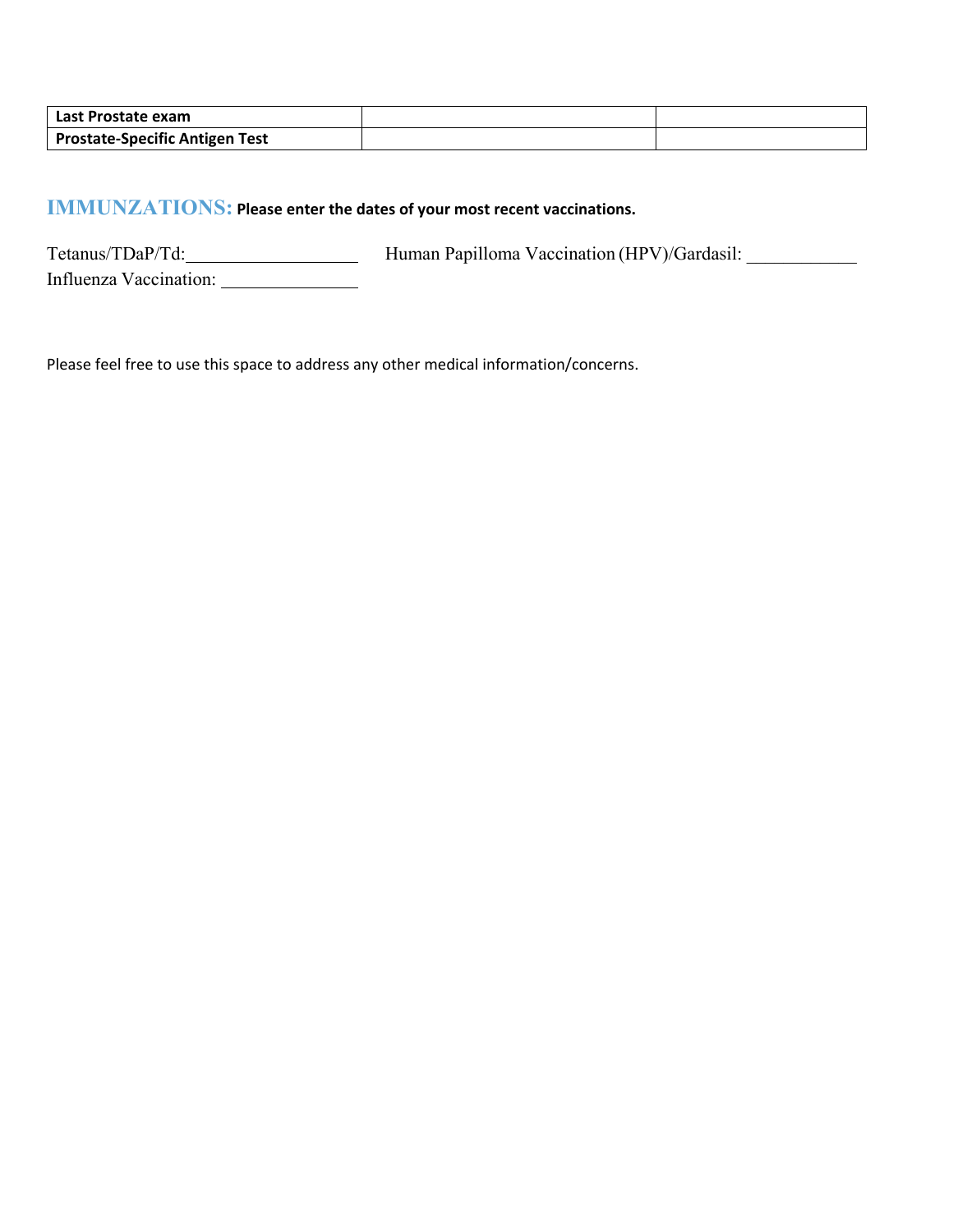| | | |
|---|---|---|
| **Last Prostate exam** | | |
| **Prostate-Specific Antigen Test** | | |

## IMMUNZATIONS: **Please enter the dates of your most recent vaccinations.**

Tetanus/TDaP/Td:___________________ Human Papilloma Vaccination (HPV)/Gardasil: ____________

Influenza Vaccination: _______________

Please feel free to use this space to address any other medical information/concerns.